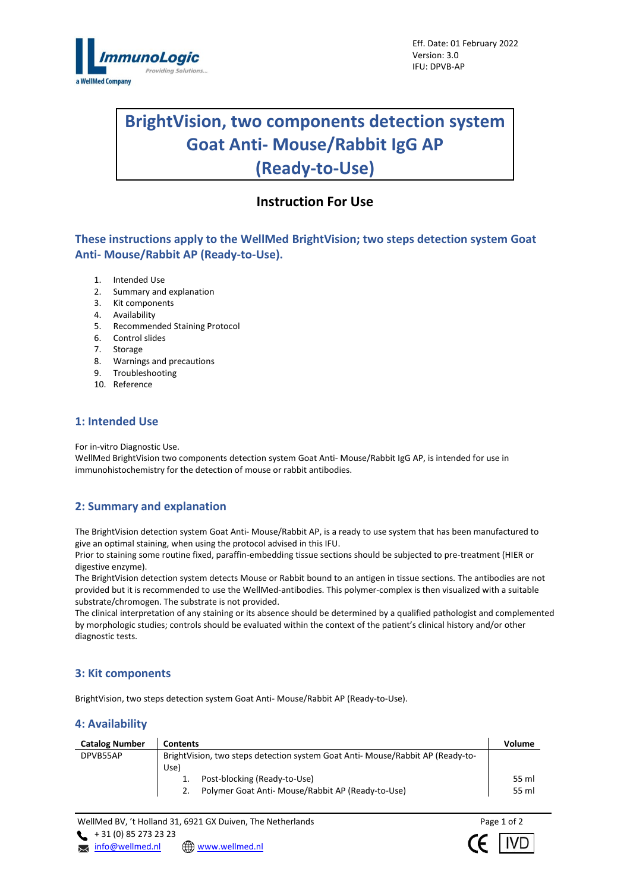Eff. Date: 01 February 2022
Version: 3.0
IFU: DPVB-AP

# BrightVision, two components detection system Goat Anti- Mouse/Rabbit IgG AP (Ready-to-Use)

## Instruction For Use

### These instructions apply to the WellMed BrightVision; two steps detection system Goat Anti- Mouse/Rabbit AP (Ready-to-Use).

1. Intended Use
2. Summary and explanation
3. Kit components
4. Availability
5. Recommended Staining Protocol
6. Control slides
7. Storage
8. Warnings and precautions
9. Troubleshooting
10. Reference

## 1: Intended Use

For in-vitro Diagnostic Use.
WellMed BrightVision two components detection system Goat Anti- Mouse/Rabbit IgG AP, is intended for use in immunohistochemistry for the detection of mouse or rabbit antibodies.

## 2: Summary and explanation

The BrightVision detection system Goat Anti- Mouse/Rabbit AP, is a ready to use system that has been manufactured to give an optimal staining, when using the protocol advised in this IFU.
Prior to staining some routine fixed, paraffin-embedding tissue sections should be subjected to pre-treatment (HIER or digestive enzyme).
The BrightVision detection system detects Mouse or Rabbit bound to an antigen in tissue sections. The antibodies are not provided but it is recommended to use the WellMed-antibodies. This polymer-complex is then visualized with a suitable substrate/chromogen. The substrate is not provided.
The clinical interpretation of any staining or its absence should be determined by a qualified pathologist and complemented by morphologic studies; controls should be evaluated within the context of the patient's clinical history and/or other diagnostic tests.

## 3: Kit components

BrightVision, two steps detection system Goat Anti- Mouse/Rabbit AP (Ready-to-Use).

## 4: Availability

| Catalog Number | Contents | Volume |
|---|---|---|
| DPVB55AP | BrightVision, two steps detection system Goat Anti- Mouse/Rabbit AP (Ready-to-Use) | |
| | 1. Post-blocking (Ready-to-Use) | 55 ml |
| | 2. Polymer Goat Anti- Mouse/Rabbit AP (Ready-to-Use) | 55 ml |

WellMed BV, 't Holland 31, 6921 GX Duiven, The Netherlands
+ 31 (0) 85 273 23 23
info@wellmed.nl www.wellmed.nl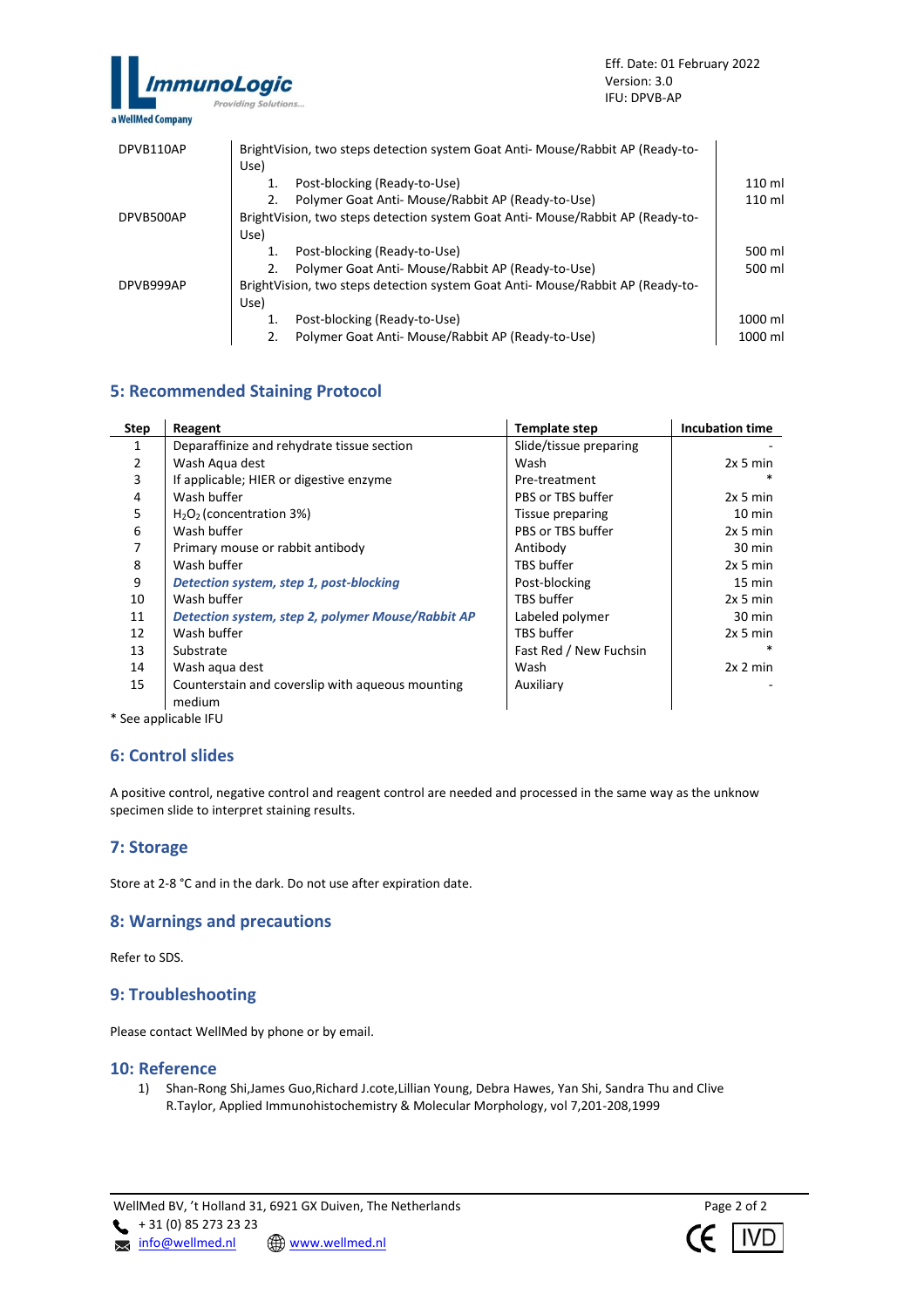| | | |
|---|---|---|
| DPVB110AP | BrightVision, two steps detection system Goat Anti- Mouse/Rabbit AP (Ready-to-Use) | |
| | 1. Post-blocking (Ready-to-Use) | 110 ml |
| | 2. Polymer Goat Anti- Mouse/Rabbit AP (Ready-to-Use) | 110 ml |
| DPVB500AP | BrightVision, two steps detection system Goat Anti- Mouse/Rabbit AP (Ready-to-Use) | |
| | 1. Post-blocking (Ready-to-Use) | 500 ml |
| | 2. Polymer Goat Anti- Mouse/Rabbit AP (Ready-to-Use) | 500 ml |
| DPVB999AP | BrightVision, two steps detection system Goat Anti- Mouse/Rabbit AP (Ready-to-Use) | |
| | 1. Post-blocking (Ready-to-Use) | 1000 ml |
| | 2. Polymer Goat Anti- Mouse/Rabbit AP (Ready-to-Use) | 1000 ml |

## 5: Recommended Staining Protocol

| Step | Reagent | Template step | Incubation time |
|---|---|---|---|
| 1 | Deparaffinize and rehydrate tissue section | Slide/tissue preparing | - |
| 2 | Wash Aqua dest | Wash | 2x 5 min |
| 3 | If applicable; HIER or digestive enzyme | Pre-treatment | * |
| 4 | Wash buffer | PBS or TBS buffer | 2x 5 min |
| 5 | $H_2O_2$ (concentration 3%) | Tissue preparing | 10 min |
| 6 | Wash buffer | PBS or TBS buffer | 2x 5 min |
| 7 | Primary mouse or rabbit antibody | Antibody | 30 min |
| 8 | Wash buffer | TBS buffer | 2x 5 min |
| 9 | ***Detection system, step 1, post-blocking*** | Post-blocking | 15 min |
| 10 | Wash buffer | TBS buffer | 2x 5 min |
| 11 | ***Detection system, step 2, polymer Mouse/Rabbit AP*** | Labeled polymer | 30 min |
| 12 | Wash buffer | TBS buffer | 2x 5 min |
| 13 | Substrate | Fast Red / New Fuchsin | * |
| 14 | Wash aqua dest | Wash | 2x 2 min |
| 15 | Counterstain and coverslip with aqueous mounting medium | Auxiliary | - |

* See applicable IFU

## 6: Control slides

A positive control, negative control and reagent control are needed and processed in the same way as the unknow specimen slide to interpret staining results.

## 7: Storage

Store at 2-8 °C and in the dark. Do not use after expiration date.

## 8: Warnings and precautions

Refer to SDS.

## 9: Troubleshooting

Please contact WellMed by phone or by email.

## 10: Reference

1) Shan-Rong Shi,James Guo,Richard J.cote,Lillian Young, Debra Hawes, Yan Shi, Sandra Thu and Clive R.Taylor, Applied Immunohistochemistry & Molecular Morphology, vol 7,201-208,1999